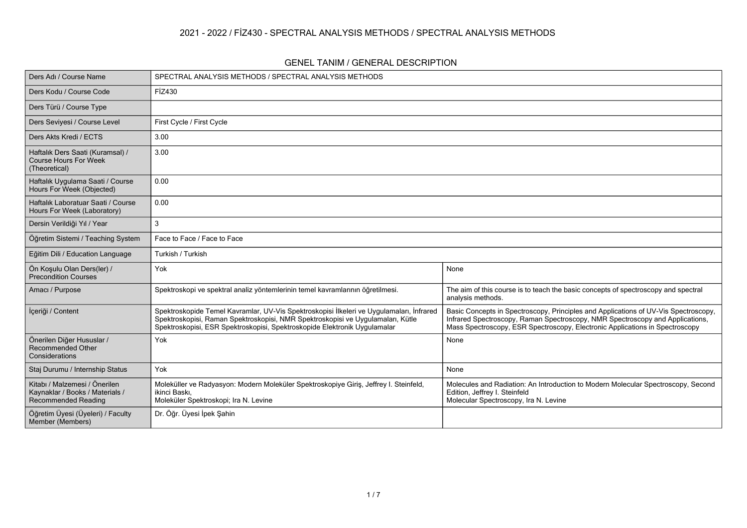# 2021 - 2022 / FİZ430 - SPECTRAL ANALYSIS METHODS / SPECTRAL ANALYSIS METHODS

## GENEL TANIM / GENERAL DESCRIPTION

| | | |
|---|---|---|
| Ders Adı / Course Name | SPECTRAL ANALYSIS METHODS / SPECTRAL ANALYSIS METHODS | |
| Ders Kodu / Course Code | FİZ430 | |
| Ders Türü / Course Type | | |
| Ders Seviyesi / Course Level | First Cycle / First Cycle | |
| Ders Akts Kredi / ECTS | 3.00 | |
| Haftalık Ders Saati (Kuramsal) / Course Hours For Week (Theoretical) | 3.00 | |
| Haftalık Uygulama Saati / Course Hours For Week (Objected) | 0.00 | |
| Haftalık Laboratuar Saati / Course Hours For Week (Laboratory) | 0.00 | |
| Dersin Verildiği Yıl / Year | 3 | |
| Öğretim Sistemi / Teaching System | Face to Face / Face to Face | |
| Eğitim Dili / Education Language | Turkish / Turkish | |
| Ön Koşulu Olan Ders(ler) / Precondition Courses | Yok | None |
| Amacı / Purpose | Spektroskopi ve spektral analiz yöntemlerinin temel kavramlarının öğretilmesi. | The aim of this course is to teach the basic concepts of spectroscopy and spectral analysis methods. |
| İçeriği / Content | Spektroskopide Temel Kavramlar, UV-Vis Spektroskopisi İlkeleri ve Uygulamaları, İnfrared Spektroskopisi, Raman Spektroskopisi, NMR Spektroskopisi ve Uygulamaları, Kütle Spektroskopisi, ESR Spektroskopisi, Spektroskopide Elektronik Uygulamalar | Basic Concepts in Spectroscopy, Principles and Applications of UV-Vis Spectroscopy, Infrared Spectroscopy, Raman Spectroscopy, NMR Spectroscopy and Applications, Mass Spectroscopy, ESR Spectroscopy, Electronic Applications in Spectroscopy |
| Önerilen Diğer Hususlar / Recommended Other Considerations | Yok | None |
| Staj Durumu / Internship Status | Yok | None |
| Kitabı / Malzemesi / Önerilen Kaynaklar / Books / Materials / Recommended Reading | Moleküller ve Radyasyon: Modern Moleküler Spektroskopiye Giriş, Jeffrey I. Steinfeld, ikinci Baskı,<br>Moleküler Spektroskopi; Ira N. Levine | Molecules and Radiation: An Introduction to Modern Molecular Spectroscopy, Second Edition, Jeffrey I. Steinfeld<br>Molecular Spectroscopy, Ira N. Levine |
| Öğretim Üyesi (Üyeleri) / Faculty Member (Members) | Dr. Öğr. Üyesi İpek Şahin | |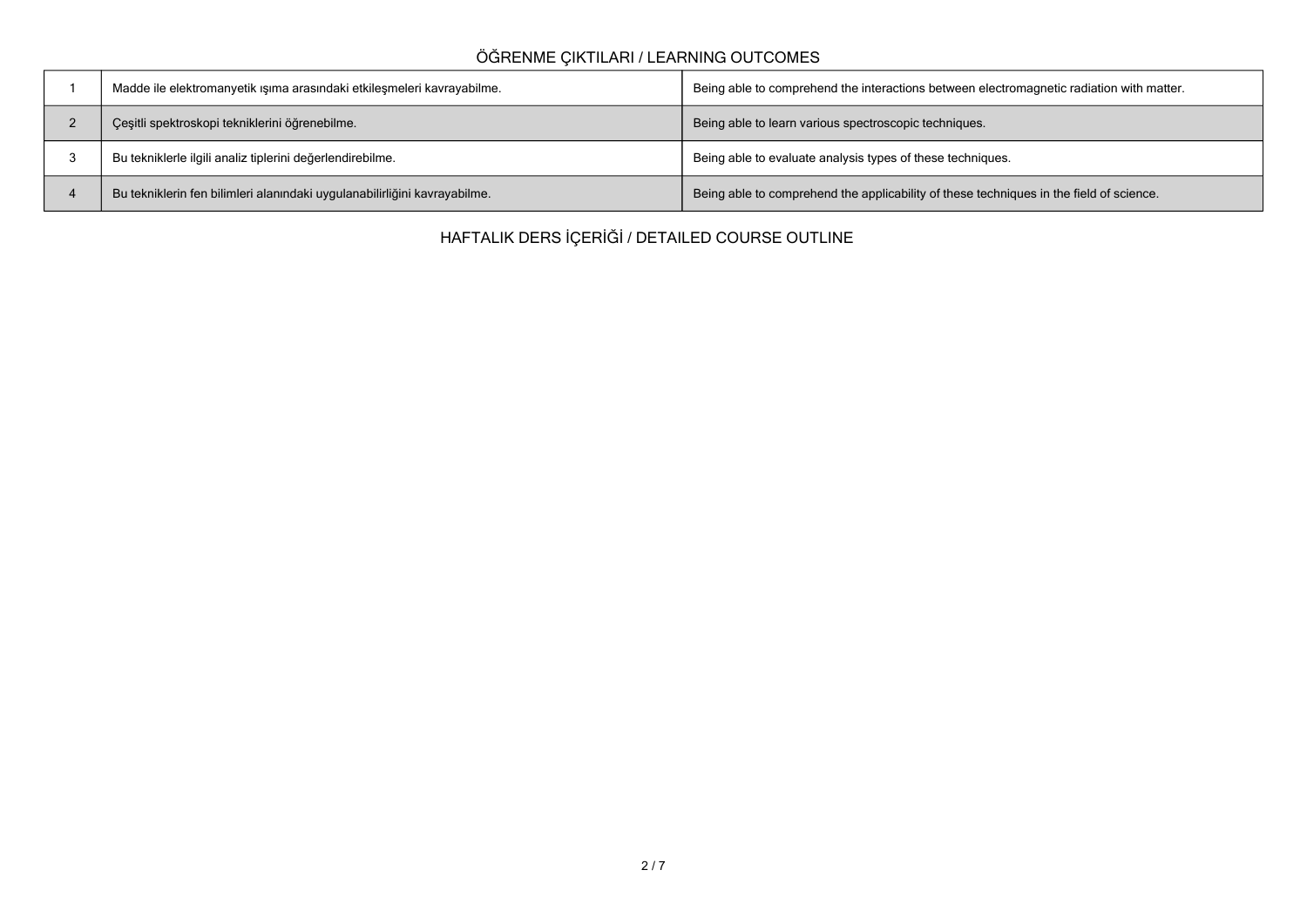## ÖĞRENME ÇIKTILARI / LEARNING OUTCOMES

| | | |
|---|---|---|
| 1 | Madde ile elektromanyetik ışıma arasındaki etkileşmeleri kavrayabilme. | Being able to comprehend the interactions between electromagnetic radiation with matter. |
| 2 | Çeşitli spektroskopi tekniklerini öğrenebilme. | Being able to learn various spectroscopic techniques. |
| 3 | Bu tekniklerle ilgili analiz tiplerini değerlendirebilme. | Being able to evaluate analysis types of these techniques. |
| 4 | Bu tekniklerin fen bilimleri alanındaki uygulanabilirliğini kavrayabilme. | Being able to comprehend the applicability of these techniques in the field of science. |

## HAFTALIK DERS İÇERİĞİ / DETAILED COURSE OUTLINE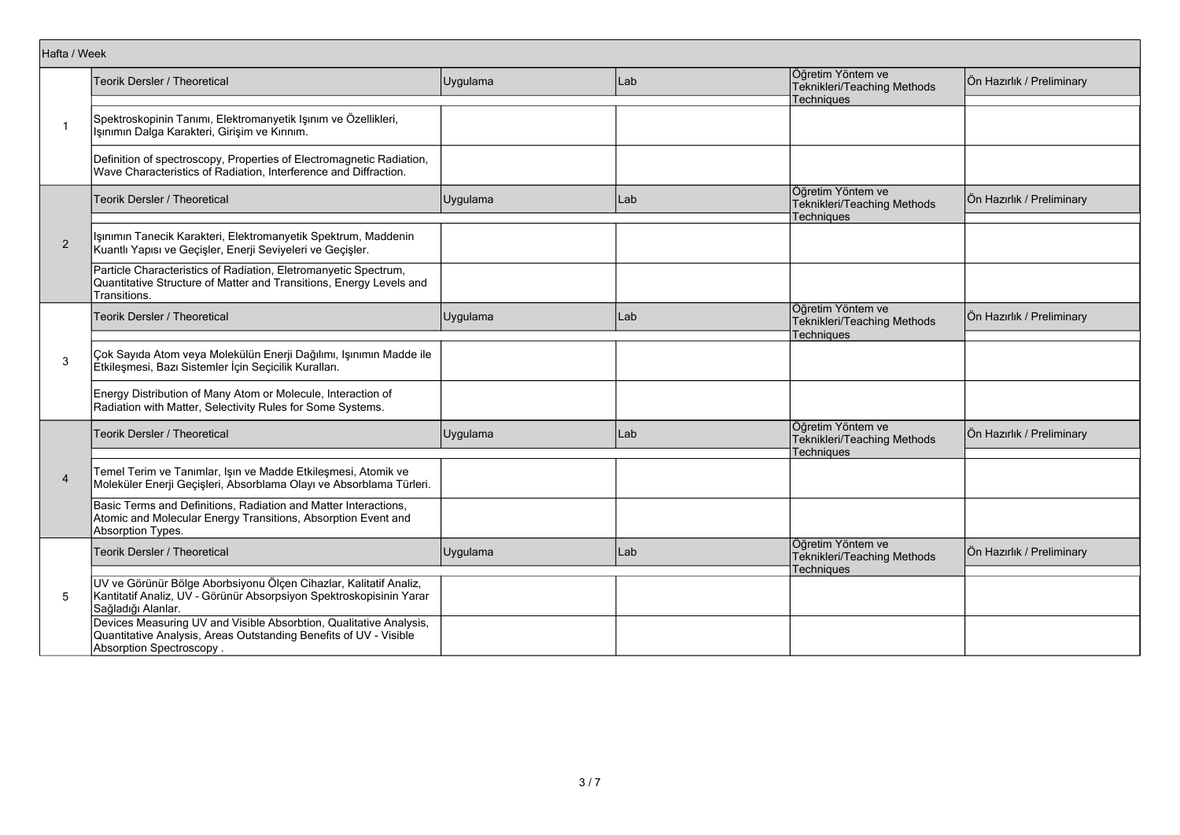| Hafta / Week | Teorik Dersler / Theoretical | Uygulama | Lab | Öğretim Yöntem ve Teknikleri/Teaching Methods Techniques | Ön Hazırlık / Preliminary |
|---|---|---|---|---|---|
| 1 | Spektroskopinin Tanımı, Elektromanyetik Işınım ve Özellikleri, Işınımın Dalga Karakteri, Girişim ve Kırınım. | | | | |
| | Definition of spectroscopy, Properties of Electromagnetic Radiation, Wave Characteristics of Radiation, Interference and Diffraction. | | | | |
| | Teorik Dersler / Theoretical | Uygulama | Lab | Öğretim Yöntem ve Teknikleri/Teaching Methods Techniques | Ön Hazırlık / Preliminary |
| 2 | Işınımın Tanecik Karakteri, Elektromanyetik Spektrum, Maddenin Kuantlı Yapısı ve Geçişler, Enerji Seviyeleri ve Geçişler. | | | | |
| | Particle Characteristics of Radiation, Eletromanyetic Spectrum, Quantitative Structure of Matter and Transitions, Energy Levels and Transitions. | | | | |
| | Teorik Dersler / Theoretical | Uygulama | Lab | Öğretim Yöntem ve Teknikleri/Teaching Methods Techniques | Ön Hazırlık / Preliminary |
| 3 | Çok Sayıda Atom veya Molekülün Enerji Dağılımı, Işınımın Madde ile Etkileşmesi, Bazı Sistemler İçin Seçicilik Kuralları. | | | | |
| | Energy Distribution of Many Atom or Molecule, Interaction of Radiation with Matter, Selectivity Rules for Some Systems. | | | | |
| | Teorik Dersler / Theoretical | Uygulama | Lab | Öğretim Yöntem ve Teknikleri/Teaching Methods Techniques | Ön Hazırlık / Preliminary |
| 4 | Temel Terim ve Tanımlar, Işın ve Madde Etkileşmesi, Atomik ve Moleküler Enerji Geçişleri, Absorblama Olayı ve Absorblama Türleri. | | | | |
| | Basic Terms and Definitions, Radiation and Matter Interactions, Atomic and Molecular Energy Transitions, Absorption Event and Absorption Types. | | | | |
| | Teorik Dersler / Theoretical | Uygulama | Lab | Öğretim Yöntem ve Teknikleri/Teaching Methods Techniques | Ön Hazırlık / Preliminary |
| 5 | UV ve Görünür Bölge Aborbsiyonu Ölçen Cihazlar, Kalitatif Analiz, Kantitatif Analiz, UV - Görünür Absorpsiyon Spektroskopisinin Yarar Sağladığı Alanlar. | | | | |
| | Devices Measuring UV and Visible Absorbtion, Qualitative Analysis, Quantitative Analysis, Areas Outstanding Benefits of UV - Visible Absorption Spectroscopy . | | | | |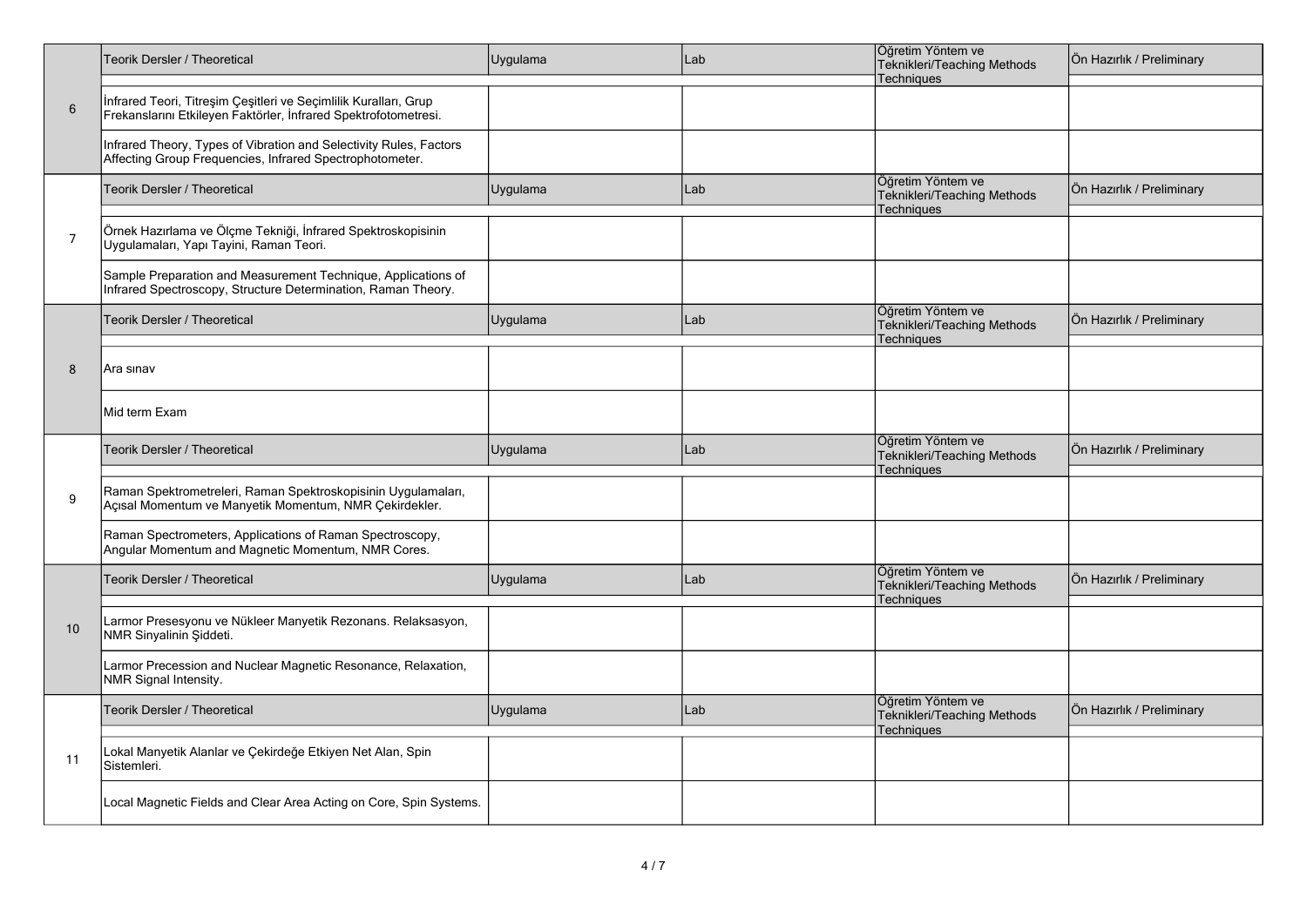| | Teorik Dersler / Theoretical | Uygulama | Lab | Öğretim Yöntem ve Teknikleri/Teaching Methods Techniques | Ön Hazırlık / Preliminary |
|---|---|---|---|---|---|
| 6 | İnfrared Teori, Titreşim Çeşitleri ve Seçimlilik Kuralları, Grup Frekanslarını Etkileyen Faktörler, İnfrared Spektrofotometresi. | | | | |
| | Infrared Theory, Types of Vibration and Selectivity Rules, Factors Affecting Group Frequencies, Infrared Spectrophotometer. | | | | |

| | Teorik Dersler / Theoretical | Uygulama | Lab | Öğretim Yöntem ve Teknikleri/Teaching Methods Techniques | Ön Hazırlık / Preliminary |
|---|---|---|---|---|---|
| 7 | Örnek Hazırlama ve Ölçme Tekniği, İnfrared Spektroskopisinin Uygulamaları, Yapı Tayini, Raman Teori. | | | | |
| | Sample Preparation and Measurement Technique, Applications of Infrared Spectroscopy, Structure Determination, Raman Theory. | | | | |

| | Teorik Dersler / Theoretical | Uygulama | Lab | Öğretim Yöntem ve Teknikleri/Teaching Methods Techniques | Ön Hazırlık / Preliminary |
|---|---|---|---|---|---|
| 8 | Ara sınav | | | | |
| | Mid term Exam | | | | |

| | Teorik Dersler / Theoretical | Uygulama | Lab | Öğretim Yöntem ve Teknikleri/Teaching Methods Techniques | Ön Hazırlık / Preliminary |
|---|---|---|---|---|---|
| 9 | Raman Spektrometreleri, Raman Spektroskopisinin Uygulamaları, Açısal Momentum ve Manyetik Momentum, NMR Çekirdekler. | | | | |
| | Raman Spectrometers, Applications of Raman Spectroscopy, Angular Momentum and Magnetic Momentum, NMR Cores. | | | | |

| | Teorik Dersler / Theoretical | Uygulama | Lab | Öğretim Yöntem ve Teknikleri/Teaching Methods Techniques | Ön Hazırlık / Preliminary |
|---|---|---|---|---|---|
| 10 | Larmor Presesyonu ve Nükleer Manyetik Rezonans. Relaksasyon, NMR Sinyalinin Şiddeti. | | | | |
| | Larmor Precession and Nuclear Magnetic Resonance, Relaxation, NMR Signal Intensity. | | | | |

| | Teorik Dersler / Theoretical | Uygulama | Lab | Öğretim Yöntem ve Teknikleri/Teaching Methods Techniques | Ön Hazırlık / Preliminary |
|---|---|---|---|---|---|
| 11 | Lokal Manyetik Alanlar ve Çekirdeğe Etkiyen Net Alan, Spin Sistemleri. | | | | |
| | Local Magnetic Fields and Clear Area Acting on Core, Spin Systems. | | | | |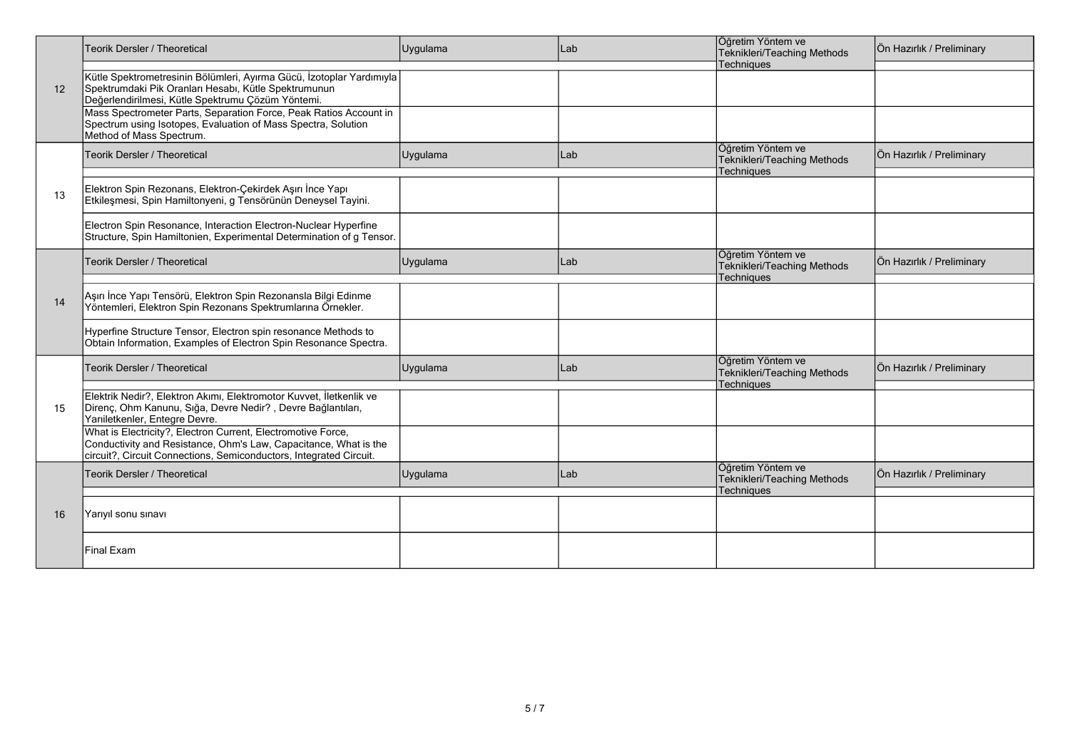| | Teorik Dersler / Theoretical | Uygulama | Lab | Öğretim Yöntem ve Teknikleri/Teaching Methods Techniques | Ön Hazırlık / Preliminary |
|---|---|---|---|---|---|
| 12 | Kütle Spektrometresinin Bölümleri, Ayırma Gücü, İzotoplar Yardımıyla Spektrumdaki Pik Oranları Hesabı, Kütle Spektrumunun Değerlendirilmesi, Kütle Spektrumu Çözüm Yöntemi. | | | | |
| | Mass Spectrometer Parts, Separation Force, Peak Ratios Account in Spectrum using Isotopes, Evaluation of Mass Spectra, Solution Method of Mass Spectrum. | | | | |
| | Teorik Dersler / Theoretical | Uygulama | Lab | Öğretim Yöntem ve Teknikleri/Teaching Methods Techniques | Ön Hazırlık / Preliminary |
| 13 | Elektron Spin Rezonans, Elektron-Çekirdek Aşırı İnce Yapı Etkileşmesi, Spin Hamiltonyeni, g Tensörünün Deneysel Tayini. | | | | |
| | Electron Spin Resonance, Interaction Electron-Nuclear Hyperfine Structure, Spin Hamiltonien, Experimental Determination of g Tensor. | | | | |
| | Teorik Dersler / Theoretical | Uygulama | Lab | Öğretim Yöntem ve Teknikleri/Teaching Methods Techniques | Ön Hazırlık / Preliminary |
| 14 | Aşırı İnce Yapı Tensörü, Elektron Spin Rezonansla Bilgi Edinme Yöntemleri, Elektron Spin Rezonans Spektrumlarına Örnekler. | | | | |
| | Hyperfine Structure Tensor, Electron spin resonance Methods to Obtain Information, Examples of Electron Spin Resonance Spectra. | | | | |
| | Teorik Dersler / Theoretical | Uygulama | Lab | Öğretim Yöntem ve Teknikleri/Teaching Methods Techniques | Ön Hazırlık / Preliminary |
| 15 | Elektrik Nedir?, Elektron Akımı, Elektromotor Kuvvet, İletkenlik ve Direnç, Ohm Kanunu, Sığa, Devre Nedir? , Devre Bağlantıları, Yarıiletkenler, Entegre Devre. | | | | |
| | What is Electricity?, Electron Current, Electromotive Force, Conductivity and Resistance, Ohm's Law, Capacitance, What is the circuit?, Circuit Connections, Semiconductors, Integrated Circuit. | | | | |
| | Teorik Dersler / Theoretical | Uygulama | Lab | Öğretim Yöntem ve Teknikleri/Teaching Methods Techniques | Ön Hazırlık / Preliminary |
| 16 | Yarıyıl sonu sınavı | | | | |
| | Final Exam | | | | |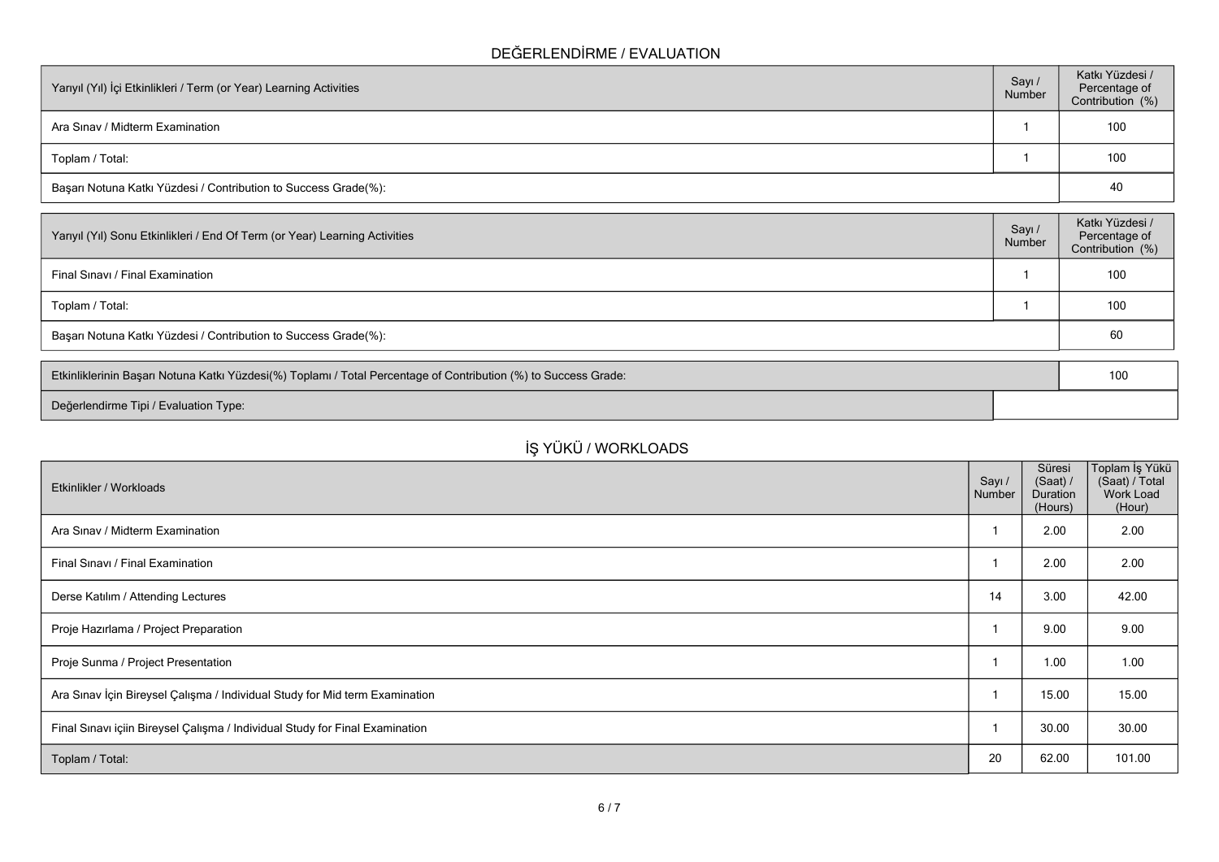## DEĞERLENDİRME / EVALUATION

| Yarıyıl (Yıl) İçi Etkinlikleri / Term (or Year) Learning Activities | Sayı / Number | Katkı Yüzdesi / Percentage of Contribution (%) |
|---|---|---|
| Ara Sınav / Midterm Examination | 1 | 100 |
| Toplam / Total: | 1 | 100 |
| Başarı Notuna Katkı Yüzdesi / Contribution to Success Grade(%): | | 40 |

| Yarıyıl (Yıl) Sonu Etkinlikleri / End Of Term (or Year) Learning Activities | Sayı / Number | Katkı Yüzdesi / Percentage of Contribution (%) |
|---|---|---|
| Final Sınavı / Final Examination | 1 | 100 |
| Toplam / Total: | 1 | 100 |
| Başarı Notuna Katkı Yüzdesi / Contribution to Success Grade(%): | | 60 |

| Etkinliklerinin Başarı Notuna Katkı Yüzdesi(%) Toplamı / Total Percentage of Contribution (%) to Success Grade: | 100 |
|---|---|
| Değerlendirme Tipi / Evaluation Type: | |

## İŞ YÜKÜ / WORKLOADS

| Etkinlikler / Workloads | Sayı / Number | Süresi (Saat) / Duration (Hours) | Toplam İş Yükü (Saat) / Total Work Load (Hour) |
|---|---|---|---|
| Ara Sınav / Midterm Examination | 1 | 2.00 | 2.00 |
| Final Sınavı / Final Examination | 1 | 2.00 | 2.00 |
| Derse Katılım / Attending Lectures | 14 | 3.00 | 42.00 |
| Proje Hazırlama / Project Preparation | 1 | 9.00 | 9.00 |
| Proje Sunma / Project Presentation | 1 | 1.00 | 1.00 |
| Ara Sınav İçin Bireysel Çalışma / Individual Study for Mid term Examination | 1 | 15.00 | 15.00 |
| Final Sınavı içiin Bireysel Çalışma / Individual Study for Final Examination | 1 | 30.00 | 30.00 |
| Toplam / Total: | 20 | 62.00 | 101.00 |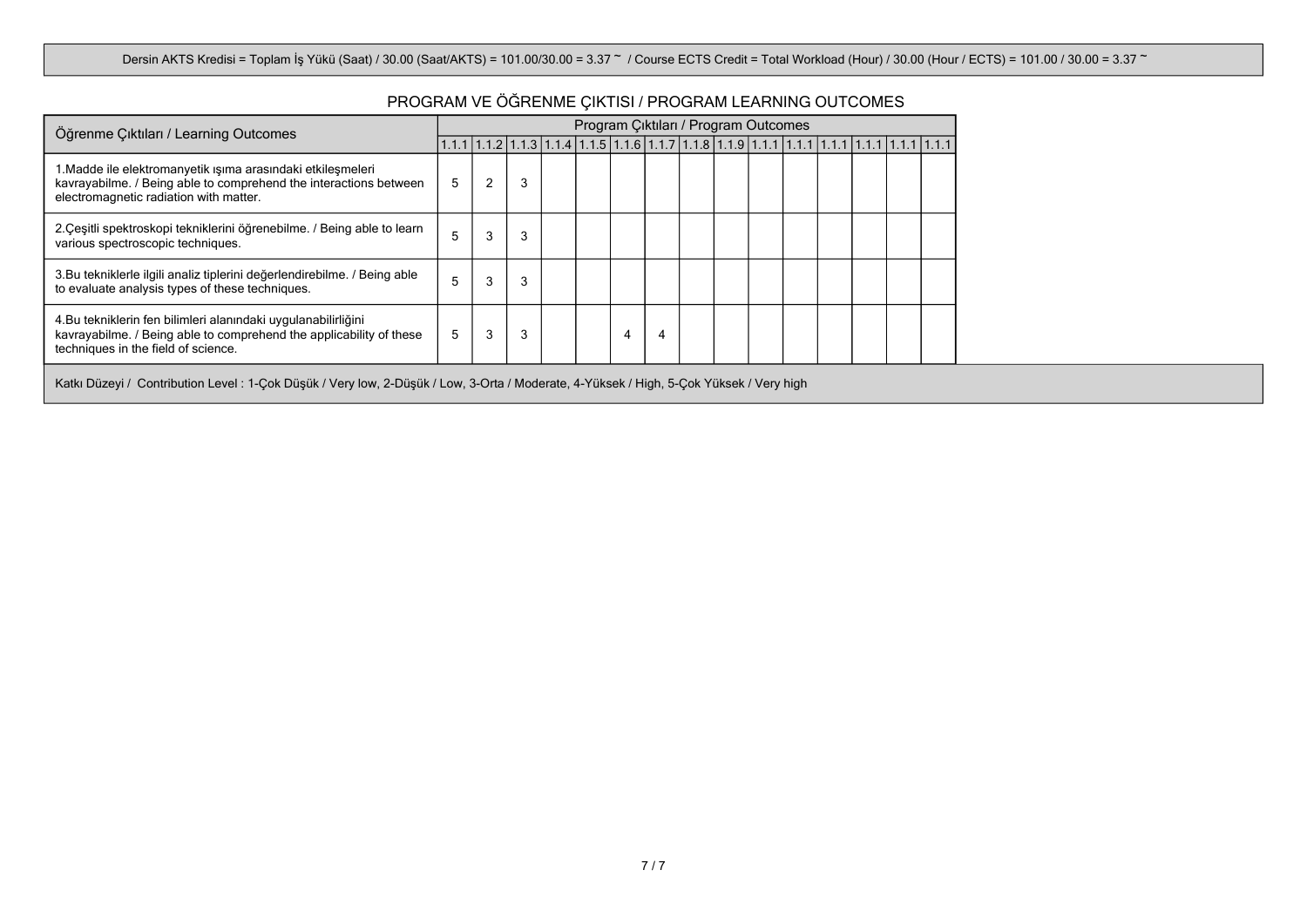Dersin AKTS Kredisi = Toplam İş Yükü (Saat) / 30.00 (Saat/AKTS) = 101.00/30.00 = 3.37 ~ / Course ECTS Credit = Total Workload (Hour) / 30.00 (Hour / ECTS) = 101.00 / 30.00 = 3.37 ~

## PROGRAM VE ÖĞRENME ÇIKTISI / PROGRAM LEARNING OUTCOMES

| Öğrenme Çıktıları / Learning Outcomes | Program Çıktıları / Program Outcomes | | | | | | | | | | | | | | |
|---|---|---|---|---|---|---|---|---|---|---|---|---|---|---|---|
| | 1.1.1 | 1.1.2 | 1.1.3 | 1.1.4 | 1.1.5 | 1.1.6 | 1.1.7 | 1.1.8 | 1.1.9 | 1.1.1 | 1.1.1 | 1.1.1 | 1.1.1 | 1.1.1 | 1.1.1 |
| 1.Madde ile elektromanyetik ışıma arasındaki etkileşmeleri kavrayabilme. / Being able to comprehend the interactions between electromagnetic radiation with matter. | 5 | 2 | 3 | | | | | | | | | | | | |
| 2.Çeşitli spektroskopi tekniklerini öğrenebilme. / Being able to learn various spectroscopic techniques. | 5 | 3 | 3 | | | | | | | | | | | | |
| 3.Bu tekniklerle ilgili analiz tiplerini değerlendirebilme. / Being able to evaluate analysis types of these techniques. | 5 | 3 | 3 | | | | | | | | | | | | |
| 4.Bu tekniklerin fen bilimleri alanındaki uygulanabilirliğini kavrayabilme. / Being able to comprehend the applicability of these techniques in the field of science. | 5 | 3 | 3 | | | 4 | 4 | | | | | | | | |

Katkı Düzeyi / Contribution Level : 1-Çok Düşük / Very low, 2-Düşük / Low, 3-Orta / Moderate, 4-Yüksek / High, 5-Çok Yüksek / Very high